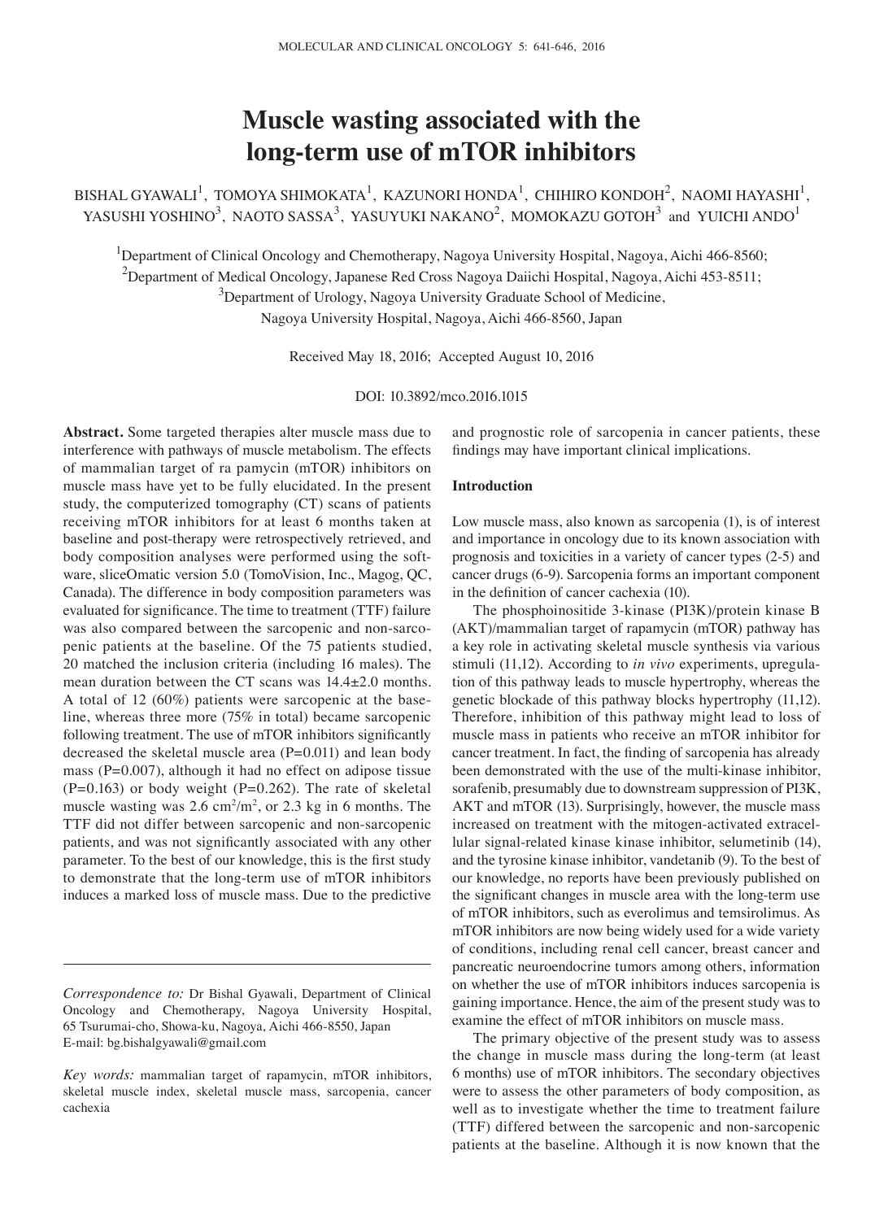# Muscle wasting associated with the long-term use of mTOR inhibitors

BISHAL GYAWALI[1], TOMOYA SHIMOKATA[1], KAZUNORI HONDA[1], CHIHIRO KONDOH[2], NAOMI HAYASHI[1], YASUSHI YOSHINO[3], NAOTO SASSA[3], YASUYUKI NAKANO[2], MOMOKAZU GOTOH[3] and YUICHI ANDO[1]

[1]Department of Clinical Oncology and Chemotherapy, Nagoya University Hospital, Nagoya, Aichi 466-8560;
[2]Department of Medical Oncology, Japanese Red Cross Nagoya Daiichi Hospital, Nagoya, Aichi 453-8511;
[3]Department of Urology, Nagoya University Graduate School of Medicine, Nagoya University Hospital, Nagoya, Aichi 466-8560, Japan

Received May 18, 2016; Accepted August 10, 2016

DOI: 10.3892/mco.2016.1015

**Abstract.** Some targeted therapies alter muscle mass due to interference with pathways of muscle metabolism. The effects of mammalian target of ra pamycin (mTOR) inhibitors on muscle mass have yet to be fully elucidated. In the present study, the computerized tomography (CT) scans of patients receiving mTOR inhibitors for at least 6 months taken at baseline and post-therapy were retrospectively retrieved, and body composition analyses were performed using the software, sliceOmatic version 5.0 (TomoVision, Inc., Magog, QC, Canada). The difference in body composition parameters was evaluated for significance. The time to treatment (TTF) failure was also compared between the sarcopenic and non-sarcopenic patients at the baseline. Of the 75 patients studied, 20 matched the inclusion criteria (including 16 males). The mean duration between the CT scans was 14.4±2.0 months. A total of 12 (60%) patients were sarcopenic at the baseline, whereas three more (75% in total) became sarcopenic following treatment. The use of mTOR inhibitors significantly decreased the skeletal muscle area (P=0.011) and lean body mass (P=0.007), although it had no effect on adipose tissue (P=0.163) or body weight (P=0.262). The rate of skeletal muscle wasting was 2.6 $cm^2/m^2$, or 2.3 kg in 6 months. The TTF did not differ between sarcopenic and non-sarcopenic patients, and was not significantly associated with any other parameter. To the best of our knowledge, this is the first study to demonstrate that the long-term use of mTOR inhibitors induces a marked loss of muscle mass. Due to the predictive and prognostic role of sarcopenia in cancer patients, these findings may have important clinical implications.

*Correspondence to:* Dr Bishal Gyawali, Department of Clinical Oncology and Chemotherapy, Nagoya University Hospital, 65 Tsurumai-cho, Showa-ku, Nagoya, Aichi 466-8550, Japan
E-mail: bg.bishalgyawali@gmail.com

*Key words:* mammalian target of rapamycin, mTOR inhibitors, skeletal muscle index, skeletal muscle mass, sarcopenia, cancer cachexia

## Introduction

Low muscle mass, also known as sarcopenia (1), is of interest and importance in oncology due to its known association with prognosis and toxicities in a variety of cancer types (2-5) and cancer drugs (6-9). Sarcopenia forms an important component in the definition of cancer cachexia (10).

The phosphoinositide 3-kinase (PI3K)/protein kinase B (AKT)/mammalian target of rapamycin (mTOR) pathway has a key role in activating skeletal muscle synthesis via various stimuli (11,12). According to *in vivo* experiments, upregulation of this pathway leads to muscle hypertrophy, whereas the genetic blockade of this pathway blocks hypertrophy (11,12). Therefore, inhibition of this pathway might lead to loss of muscle mass in patients who receive an mTOR inhibitor for cancer treatment. In fact, the finding of sarcopenia has already been demonstrated with the use of the multi-kinase inhibitor, sorafenib, presumably due to downstream suppression of PI3K, AKT and mTOR (13). Surprisingly, however, the muscle mass increased on treatment with the mitogen-activated extracellular signal-related kinase kinase inhibitor, selumetinib (14), and the tyrosine kinase inhibitor, vandetanib (9). To the best of our knowledge, no reports have been previously published on the significant changes in muscle area with the long-term use of mTOR inhibitors, such as everolimus and temsirolimus. As mTOR inhibitors are now being widely used for a wide variety of conditions, including renal cell cancer, breast cancer and pancreatic neuroendocrine tumors among others, information on whether the use of mTOR inhibitors induces sarcopenia is gaining importance. Hence, the aim of the present study was to examine the effect of mTOR inhibitors on muscle mass.

The primary objective of the present study was to assess the change in muscle mass during the long-term (at least 6 months) use of mTOR inhibitors. The secondary objectives were to assess the other parameters of body composition, as well as to investigate whether the time to treatment failure (TTF) differed between the sarcopenic and non-sarcopenic patients at the baseline. Although it is now known that the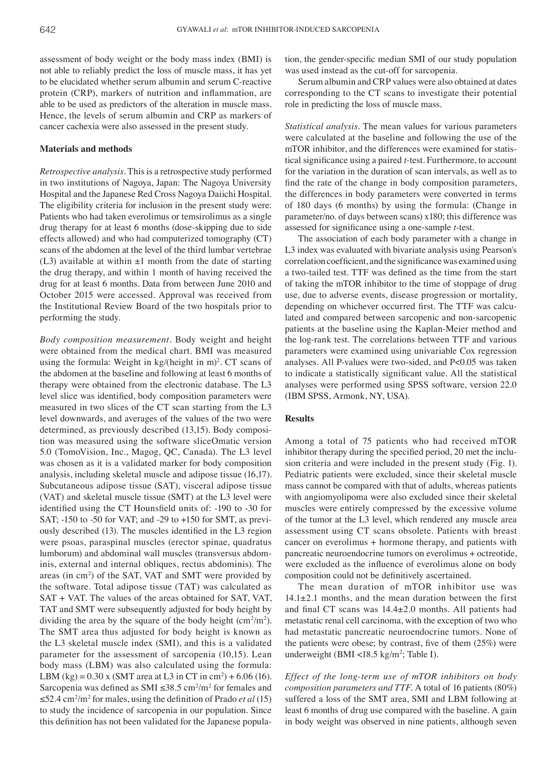assessment of body weight or the body mass index (BMI) is not able to reliably predict the loss of muscle mass, it has yet to be elucidated whether serum albumin and serum C-reactive protein (CRP), markers of nutrition and inflammation, are able to be used as predictors of the alteration in muscle mass. Hence, the levels of serum albumin and CRP as markers of cancer cachexia were also assessed in the present study.

## Materials and methods

*Retrospective analysis.* This is a retrospective study performed in two institutions of Nagoya, Japan: The Nagoya University Hospital and the Japanese Red Cross Nagoya Daiichi Hospital. The eligibility criteria for inclusion in the present study were: Patients who had taken everolimus or temsirolimus as a single drug therapy for at least 6 months (dose-skipping due to side effects allowed) and who had computerized tomography (CT) scans of the abdomen at the level of the third lumbar vertebrae (L3) available at within ±1 month from the date of starting the drug therapy, and within 1 month of having received the drug for at least 6 months. Data from between June 2010 and October 2015 were accessed. Approval was received from the Institutional Review Board of the two hospitals prior to performing the study.

*Body composition measurement.* Body weight and height were obtained from the medical chart. BMI was measured using the formula: Weight in kg/(height in m)$^2$. CT scans of the abdomen at the baseline and following at least 6 months of therapy were obtained from the electronic database. The L3 level slice was identified, body composition parameters were measured in two slices of the CT scan starting from the L3 level downwards, and averages of the values of the two were determined, as previously described (13,15). Body composition was measured using the software sliceOmatic version 5.0 (TomoVision, Inc., Magog, QC, Canada). The L3 level was chosen as it is a validated marker for body composition analysis, including skeletal muscle and adipose tissue (16,17). Subcutaneous adipose tissue (SAT), visceral adipose tissue (VAT) and skeletal muscle tissue (SMT) at the L3 level were identified using the CT Hounsfield units of: -190 to -30 for SAT; -150 to -50 for VAT; and -29 to +150 for SMT, as previously described (13). The muscles identified in the L3 region were psoas, paraspinal muscles (erector spinae, quadratus lumborum) and abdominal wall muscles (transversus abdominis, external and internal obliques, rectus abdominis). The areas (in cm$^2$) of the SAT, VAT and SMT were provided by the software. Total adipose tissue (TAT) was calculated as SAT + VAT. The values of the areas obtained for SAT, VAT, TAT and SMT were subsequently adjusted for body height by dividing the area by the square of the body height (cm$^2$/m$^2$). The SMT area thus adjusted for body height is known as the L3 skeletal muscle index (SMI), and this is a validated parameter for the assessment of sarcopenia (10,15). Lean body mass (LBM) was also calculated using the formula: LBM (kg) = 0.30 x (SMT area at L3 in CT in cm$^2$) + 6.06 (16). Sarcopenia was defined as SMI ≤38.5 cm$^2$/m$^2$ for females and ≤52.4 cm$^2$/m$^2$ for males, using the definition of Prado *et al* (15) to study the incidence of sarcopenia in our population. Since this definition has not been validated for the Japanese population, the gender-specific median SMI of our study population was used instead as the cut-off for sarcopenia.

Serum albumin and CRP values were also obtained at dates corresponding to the CT scans to investigate their potential role in predicting the loss of muscle mass.

*Statistical analysis.* The mean values for various parameters were calculated at the baseline and following the use of the mTOR inhibitor, and the differences were examined for statistical significance using a paired *t*-test. Furthermore, to account for the variation in the duration of scan intervals, as well as to find the rate of the change in body composition parameters, the differences in body parameters were converted in terms of 180 days (6 months) by using the formula: (Change in parameter/no. of days between scans) x180; this difference was assessed for significance using a one-sample *t*-test.

The association of each body parameter with a change in L3 index was evaluated with bivariate analysis using Pearson's correlation coefficient, and the significance was examined using a two-tailed test. TTF was defined as the time from the start of taking the mTOR inhibitor to the time of stoppage of drug use, due to adverse events, disease progression or mortality, depending on whichever occurred first. The TTF was calculated and compared between sarcopenic and non-sarcopenic patients at the baseline using the Kaplan-Meier method and the log-rank test. The correlations between TTF and various parameters were examined using univariable Cox regression analyses. All P-values were two-sided, and P<0.05 was taken to indicate a statistically significant value. All the statistical analyses were performed using SPSS software, version 22.0 (IBM SPSS, Armonk, NY, USA).

## Results

Among a total of 75 patients who had received mTOR inhibitor therapy during the specified period, 20 met the inclusion criteria and were included in the present study (Fig. 1). Pediatric patients were excluded, since their skeletal muscle mass cannot be compared with that of adults, whereas patients with angiomyolipoma were also excluded since their skeletal muscles were entirely compressed by the excessive volume of the tumor at the L3 level, which rendered any muscle area assessment using CT scans obsolete. Patients with breast cancer on everolimus + hormone therapy, and patients with pancreatic neuroendocrine tumors on everolimus + octreotide, were excluded as the influence of everolimus alone on body composition could not be definitively ascertained.

The mean duration of mTOR inhibitor use was 14.1±2.1 months, and the mean duration between the first and final CT scans was 14.4±2.0 months. All patients had metastatic renal cell carcinoma, with the exception of two who had metastatic pancreatic neuroendocrine tumors. None of the patients were obese; by contrast, five of them (25%) were underweight (BMI <18.5 kg/m$^2$; Table I).

*Effect of the long-term use of mTOR inhibitors on body composition parameters and TTF.* A total of 16 patients (80%) suffered a loss of the SMT area, SMI and LBM following at least 6 months of drug use compared with the baseline. A gain in body weight was observed in nine patients, although seven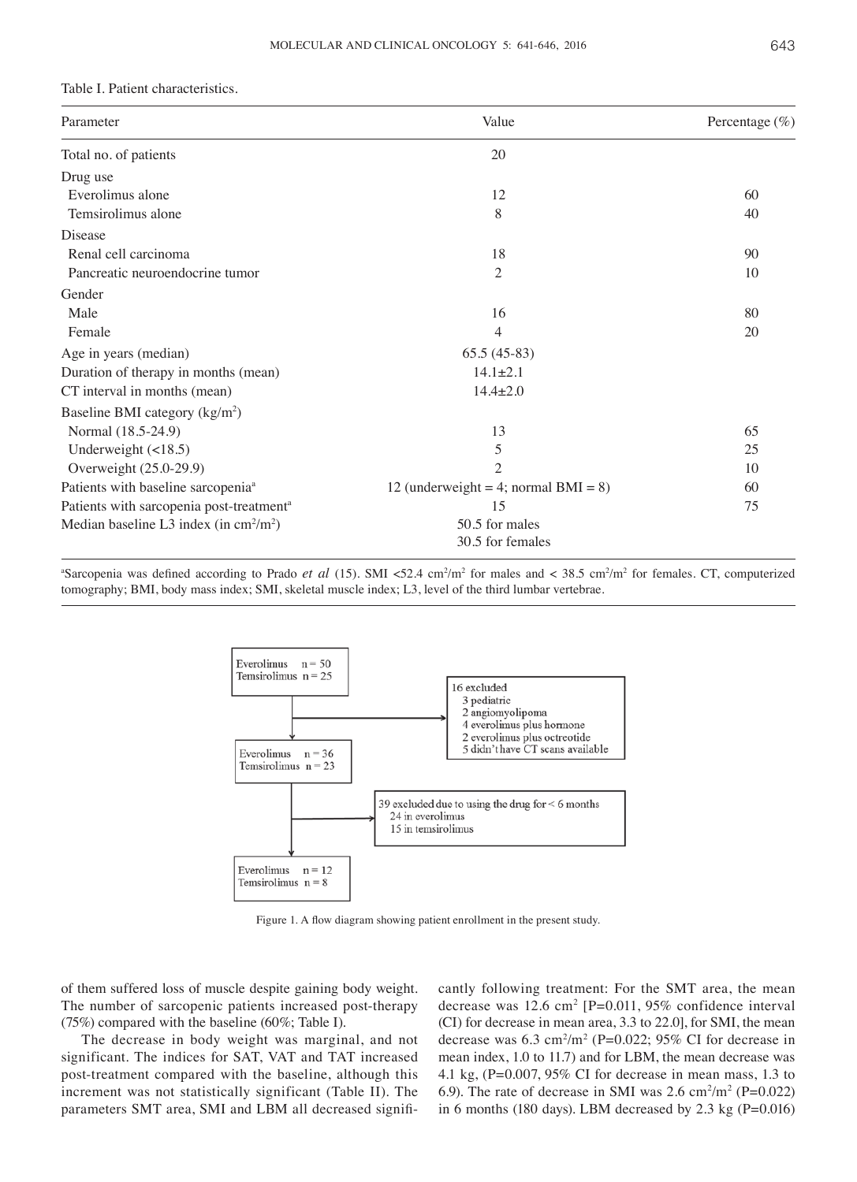Table I. Patient characteristics.

| Parameter | Value | Percentage (%) |
|---|---|---|
| Total no. of patients | 20 | |
| Drug use | | |
| Everolimus alone | 12 | 60 |
| Temsirolimus alone | 8 | 40 |
| Disease | | |
| Renal cell carcinoma | 18 | 90 |
| Pancreatic neuroendocrine tumor | 2 | 10 |
| Gender | | |
| Male | 16 | 80 |
| Female | 4 | 20 |
| Age in years (median) | 65.5 (45-83) | |
| Duration of therapy in months (mean) | 14.1±2.1 | |
| CT interval in months (mean) | 14.4±2.0 | |
| Baseline BMI category (kg/m$^2$) | | |
| Normal (18.5-24.9) | 13 | 65 |
| Underweight (<18.5) | 5 | 25 |
| Overweight (25.0-29.9) | 2 | 10 |
| Patients with baseline sarcopenia[a] | 12 (underweight = 4; normal BMI = 8) | 60 |
| Patients with sarcopenia post-treatment[a] | 15 | 75 |
| Median baseline L3 index (in cm$^2$/m$^2$) | 50.5 for males<br>30.5 for females | |

[a]Sarcopenia was defined according to Prado *et al* (15). SMI <52.4 cm$^2$/m$^2$ for males and < 38.5 cm$^2$/m$^2$ for females. CT, computerized tomography; BMI, body mass index; SMI, skeletal muscle index; L3, level of the third lumbar vertebrae.

Everolimus n = 50
Temsirolimus n = 25

16 excluded
- 3 pediatric
- 2 angiomyolipoma
- 4 everolimus plus hormone
- 2 everolimus plus octreotide
- 5 didn't have CT scans available

Everolimus n = 36
Temsirolimus n = 23

39 excluded due to using the drug for < 6 months
- 24 in everolimus
- 15 in temsirolimus

Everolimus n = 12
Temsirolimus n = 8

Figure 1. A flow diagram showing patient enrollment in the present study.

of them suffered loss of muscle despite gaining body weight. The number of sarcopenic patients increased post-therapy (75%) compared with the baseline (60%; Table I).

The decrease in body weight was marginal, and not significant. The indices for SAT, VAT and TAT increased post-treatment compared with the baseline, although this increment was not statistically significant (Table II). The parameters SMT area, SMI and LBM all decreased significantly following treatment: For the SMT area, the mean decrease was 12.6 cm$^2$ [P=0.011, 95% confidence interval (CI) for decrease in mean area, 3.3 to 22.0], for SMI, the mean decrease was 6.3 cm$^2$/m$^2$ (P=0.022; 95% CI for decrease in mean index, 1.0 to 11.7) and for LBM, the mean decrease was 4.1 kg, (P=0.007, 95% CI for decrease in mean mass, 1.3 to 6.9). The rate of decrease in SMI was 2.6 cm$^2$/m$^2$ (P=0.022) in 6 months (180 days). LBM decreased by 2.3 kg (P=0.016)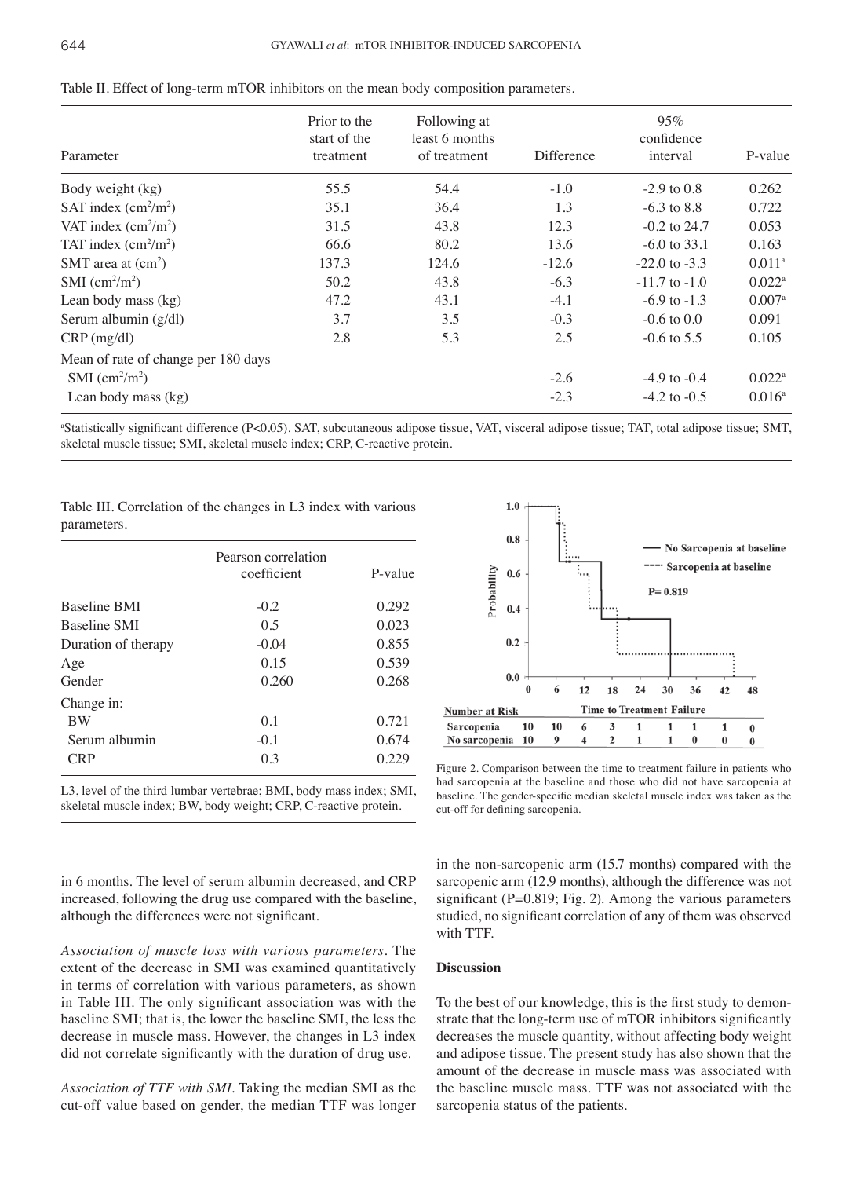Table II. Effect of long-term mTOR inhibitors on the mean body composition parameters.

| Parameter | Prior to the start of the treatment | Following at least 6 months of treatment | Difference | 95% confidence interval | P-value |
|---|---|---|---|---|---|
| Body weight (kg) | 55.5 | 54.4 | -1.0 | -2.9 to 0.8 | 0.262 |
| SAT index ($cm^2/m^2$) | 35.1 | 36.4 | 1.3 | -6.3 to 8.8 | 0.722 |
| VAT index ($cm^2/m^2$) | 31.5 | 43.8 | 12.3 | -0.2 to 24.7 | 0.053 |
| TAT index ($cm^2/m^2$) | 66.6 | 80.2 | 13.6 | -6.0 to 33.1 | 0.163 |
| SMT area at ($cm^2$) | 137.3 | 124.6 | -12.6 | -22.0 to -3.3 | 0.011[a] |
| SMI ($cm^2/m^2$) | 50.2 | 43.8 | -6.3 | -11.7 to -1.0 | 0.022[a] |
| Lean body mass (kg) | 47.2 | 43.1 | -4.1 | -6.9 to -1.3 | 0.007[a] |
| Serum albumin (g/dl) | 3.7 | 3.5 | -0.3 | -0.6 to 0.0 | 0.091 |
| CRP (mg/dl) | 2.8 | 5.3 | 2.5 | -0.6 to 5.5 | 0.105 |
| Mean of rate of change per 180 days | | | | | |
| SMI ($cm^2/m^2$) | | | -2.6 | -4.9 to -0.4 | 0.022[a] |
| Lean body mass (kg) | | | -2.3 | -4.2 to -0.5 | 0.016[a] |

[a]Statistically significant difference (P<0.05). SAT, subcutaneous adipose tissue, VAT, visceral adipose tissue; TAT, total adipose tissue; SMT, skeletal muscle tissue; SMI, skeletal muscle index; CRP, C-reactive protein.

Table III. Correlation of the changes in L3 index with various parameters.

| | Pearson correlation coefficient | P-value |
|---|---|---|
| Baseline BMI | -0.2 | 0.292 |
| Baseline SMI | 0.5 | 0.023 |
| Duration of therapy | -0.04 | 0.855 |
| Age | 0.15 | 0.539 |
| Gender | 0.260 | 0.268 |
| Change in: | | |
| BW | 0.1 | 0.721 |
| Serum albumin | -0.1 | 0.674 |
| CRP | 0.3 | 0.229 |

L3, level of the third lumbar vertebrae; BMI, body mass index; SMI, skeletal muscle index; BW, body weight; CRP, C-reactive protein.

in 6 months. The level of serum albumin decreased, and CRP increased, following the drug use compared with the baseline, although the differences were not significant.

*Association of muscle loss with various parameters.* The extent of the decrease in SMI was examined quantitatively in terms of correlation with various parameters, as shown in Table III. The only significant association was with the baseline SMI; that is, the lower the baseline SMI, the less the decrease in muscle mass. However, the changes in L3 index did not correlate significantly with the duration of drug use.

*Association of TTF with SMI.* Taking the median SMI as the cut-off value based on gender, the median TTF was longer in the non-sarcopenic arm (15.7 months) compared with the sarcopenic arm (12.9 months), although the difference was not significant (P=0.819; Fig. 2). Among the various parameters studied, no significant correlation of any of them was observed with TTF.

| Number at Risk | 0 | 6 | 12 | 18 | 24 | 30 | 36 | 42 | 48 |
|---|---|---|---|---|---|---|---|---|---|
| Sarcopenia | 10 | 10 | 6 | 3 | 1 | 1 | 1 | 1 | 0 |
| No sarcopenia | 10 | 9 | 4 | 2 | 1 | 1 | 0 | 0 | 0 |

Figure 2. Comparison between the time to treatment failure in patients who had sarcopenia at the baseline and those who did not have sarcopenia at baseline. The gender-specific median skeletal muscle index was taken as the cut-off for defining sarcopenia.

## Discussion

To the best of our knowledge, this is the first study to demonstrate that the long-term use of mTOR inhibitors significantly decreases the muscle quantity, without affecting body weight and adipose tissue. The present study has also shown that the amount of the decrease in muscle mass was associated with the baseline muscle mass. TTF was not associated with the sarcopenia status of the patients.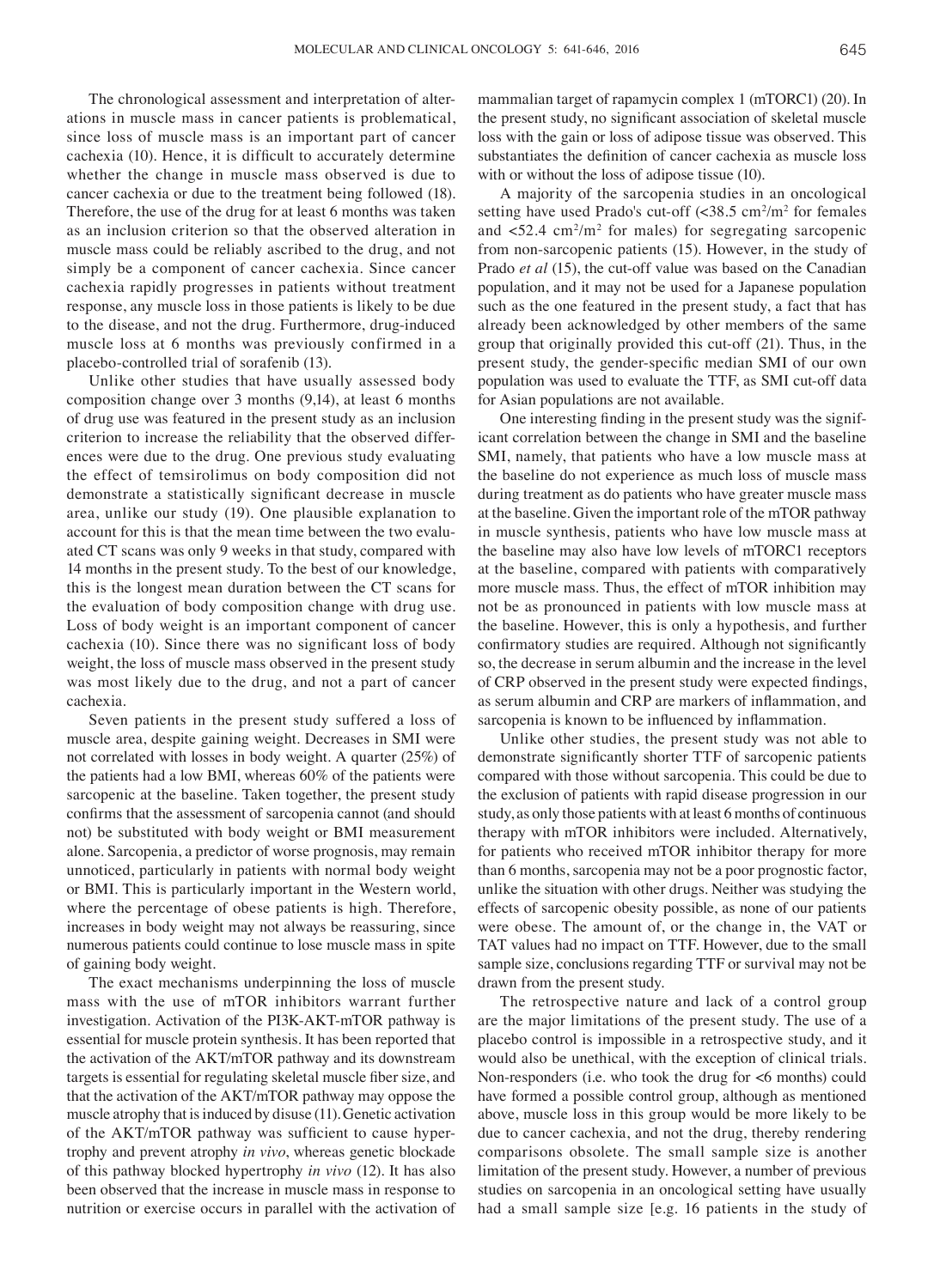The chronological assessment and interpretation of alterations in muscle mass in cancer patients is problematical, since loss of muscle mass is an important part of cancer cachexia (10). Hence, it is difficult to accurately determine whether the change in muscle mass observed is due to cancer cachexia or due to the treatment being followed (18). Therefore, the use of the drug for at least 6 months was taken as an inclusion criterion so that the observed alteration in muscle mass could be reliably ascribed to the drug, and not simply be a component of cancer cachexia. Since cancer cachexia rapidly progresses in patients without treatment response, any muscle loss in those patients is likely to be due to the disease, and not the drug. Furthermore, drug-induced muscle loss at 6 months was previously confirmed in a placebo-controlled trial of sorafenib (13).

Unlike other studies that have usually assessed body composition change over 3 months (9,14), at least 6 months of drug use was featured in the present study as an inclusion criterion to increase the reliability that the observed differences were due to the drug. One previous study evaluating the effect of temsirolimus on body composition did not demonstrate a statistically significant decrease in muscle area, unlike our study (19). One plausible explanation to account for this is that the mean time between the two evaluated CT scans was only 9 weeks in that study, compared with 14 months in the present study. To the best of our knowledge, this is the longest mean duration between the CT scans for the evaluation of body composition change with drug use. Loss of body weight is an important component of cancer cachexia (10). Since there was no significant loss of body weight, the loss of muscle mass observed in the present study was most likely due to the drug, and not a part of cancer cachexia.

Seven patients in the present study suffered a loss of muscle area, despite gaining weight. Decreases in SMI were not correlated with losses in body weight. A quarter (25%) of the patients had a low BMI, whereas 60% of the patients were sarcopenic at the baseline. Taken together, the present study confirms that the assessment of sarcopenia cannot (and should not) be substituted with body weight or BMI measurement alone. Sarcopenia, a predictor of worse prognosis, may remain unnoticed, particularly in patients with normal body weight or BMI. This is particularly important in the Western world, where the percentage of obese patients is high. Therefore, increases in body weight may not always be reassuring, since numerous patients could continue to lose muscle mass in spite of gaining body weight.

The exact mechanisms underpinning the loss of muscle mass with the use of mTOR inhibitors warrant further investigation. Activation of the PI3K-AKT-mTOR pathway is essential for muscle protein synthesis. It has been reported that the activation of the AKT/mTOR pathway and its downstream targets is essential for regulating skeletal muscle fiber size, and that the activation of the AKT/mTOR pathway may oppose the muscle atrophy that is induced by disuse (11). Genetic activation of the AKT/mTOR pathway was sufficient to cause hypertrophy and prevent atrophy *in vivo*, whereas genetic blockade of this pathway blocked hypertrophy *in vivo* (12). It has also been observed that the increase in muscle mass in response to nutrition or exercise occurs in parallel with the activation of mammalian target of rapamycin complex 1 (mTORC1) (20). In the present study, no significant association of skeletal muscle loss with the gain or loss of adipose tissue was observed. This substantiates the definition of cancer cachexia as muscle loss with or without the loss of adipose tissue (10).

A majority of the sarcopenia studies in an oncological setting have used Prado's cut-off ($<38.5$ cm$^2$/m$^2$ for females and $<52.4$ cm$^2$/m$^2$ for males) for segregating sarcopenic from non-sarcopenic patients (15). However, in the study of Prado *et al* (15), the cut-off value was based on the Canadian population, and it may not be used for a Japanese population such as the one featured in the present study, a fact that has already been acknowledged by other members of the same group that originally provided this cut-off (21). Thus, in the present study, the gender-specific median SMI of our own population was used to evaluate the TTF, as SMI cut-off data for Asian populations are not available.

One interesting finding in the present study was the significant correlation between the change in SMI and the baseline SMI, namely, that patients who have a low muscle mass at the baseline do not experience as much loss of muscle mass during treatment as do patients who have greater muscle mass at the baseline. Given the important role of the mTOR pathway in muscle synthesis, patients who have low muscle mass at the baseline may also have low levels of mTORC1 receptors at the baseline, compared with patients with comparatively more muscle mass. Thus, the effect of mTOR inhibition may not be as pronounced in patients with low muscle mass at the baseline. However, this is only a hypothesis, and further confirmatory studies are required. Although not significantly so, the decrease in serum albumin and the increase in the level of CRP observed in the present study were expected findings, as serum albumin and CRP are markers of inflammation, and sarcopenia is known to be influenced by inflammation.

Unlike other studies, the present study was not able to demonstrate significantly shorter TTF of sarcopenic patients compared with those without sarcopenia. This could be due to the exclusion of patients with rapid disease progression in our study, as only those patients with at least 6 months of continuous therapy with mTOR inhibitors were included. Alternatively, for patients who received mTOR inhibitor therapy for more than 6 months, sarcopenia may not be a poor prognostic factor, unlike the situation with other drugs. Neither was studying the effects of sarcopenic obesity possible, as none of our patients were obese. The amount of, or the change in, the VAT or TAT values had no impact on TTF. However, due to the small sample size, conclusions regarding TTF or survival may not be drawn from the present study.

The retrospective nature and lack of a control group are the major limitations of the present study. The use of a placebo control is impossible in a retrospective study, and it would also be unethical, with the exception of clinical trials. Non-responders (i.e. who took the drug for <6 months) could have formed a possible control group, although as mentioned above, muscle loss in this group would be more likely to be due to cancer cachexia, and not the drug, thereby rendering comparisons obsolete. The small sample size is another limitation of the present study. However, a number of previous studies on sarcopenia in an oncological setting have usually had a small sample size [e.g. 16 patients in the study of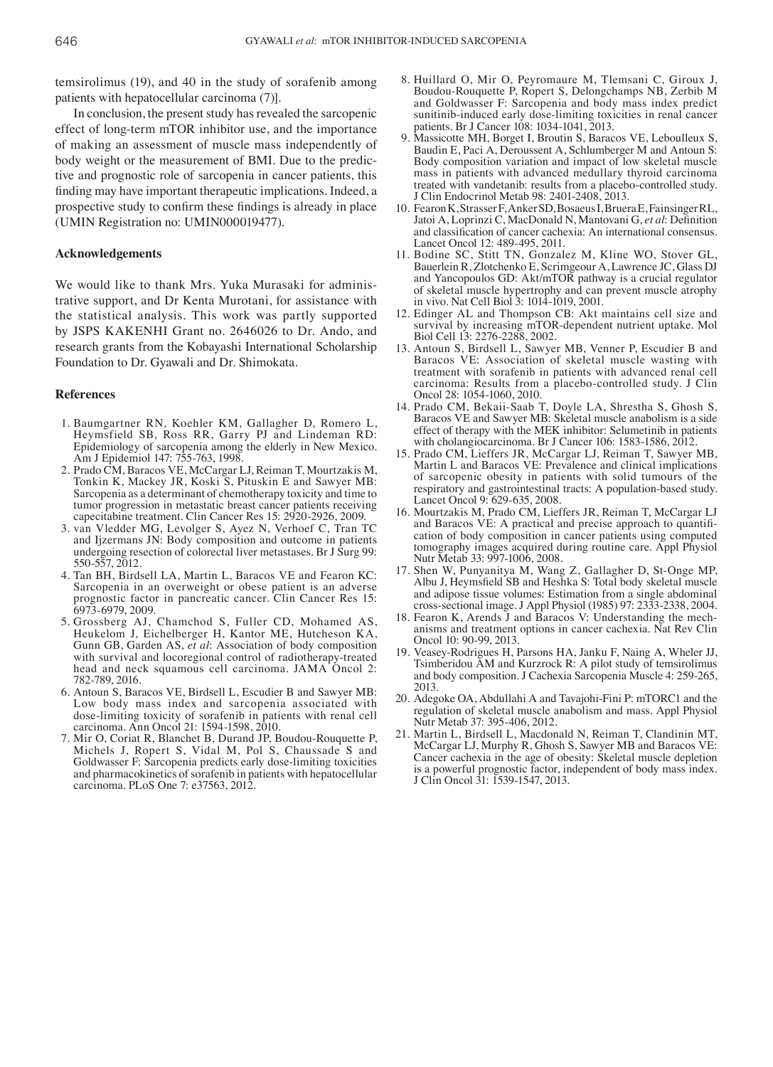temsirolimus (19), and 40 in the study of sorafenib among patients with hepatocellular carcinoma (7)].

In conclusion, the present study has revealed the sarcopenic effect of long-term mTOR inhibitor use, and the importance of making an assessment of muscle mass independently of body weight or the measurement of BMI. Due to the predictive and prognostic role of sarcopenia in cancer patients, this finding may have important therapeutic implications. Indeed, a prospective study to confirm these findings is already in place (UMIN Registration no: UMIN000019477).

## Acknowledgements

We would like to thank Mrs. Yuka Murasaki for administrative support, and Dr Kenta Murotani, for assistance with the statistical analysis. This work was partly supported by JSPS KAKENHI Grant no. 2646026 to Dr. Ando, and research grants from the Kobayashi International Scholarship Foundation to Dr. Gyawali and Dr. Shimokata.

## References

1. Baumgartner RN, Koehler KM, Gallagher D, Romero L, Heymsfield SB, Ross RR, Garry PJ and Lindeman RD: Epidemiology of sarcopenia among the elderly in New Mexico. Am J Epidemiol 147: 755-763, 1998.
2. Prado CM, Baracos VE, McCargar LJ, Reiman T, Mourtzakis M, Tonkin K, Mackey JR, Koski S, Pituskin E and Sawyer MB: Sarcopenia as a determinant of chemotherapy toxicity and time to tumor progression in metastatic breast cancer patients receiving capecitabine treatment. Clin Cancer Res 15: 2920-2926, 2009.
3. van Vledder MG, Levolger S, Ayez N, Verhoef C, Tran TC and Ijzermans JN: Body composition and outcome in patients undergoing resection of colorectal liver metastases. Br J Surg 99: 550-557, 2012.
4. Tan BH, Birdsell LA, Martin L, Baracos VE and Fearon KC: Sarcopenia in an overweight or obese patient is an adverse prognostic factor in pancreatic cancer. Clin Cancer Res 15: 6973-6979, 2009.
5. Grossberg AJ, Chamchod S, Fuller CD, Mohamed AS, Heukelom J, Eichelberger H, Kantor ME, Hutcheson KA, Gunn GB, Garden AS, *et al*: Association of body composition with survival and locoregional control of radiotherapy-treated head and neck squamous cell carcinoma. JAMA Oncol 2: 782-789, 2016.
6. Antoun S, Baracos VE, Birdsell L, Escudier B and Sawyer MB: Low body mass index and sarcopenia associated with dose-limiting toxicity of sorafenib in patients with renal cell carcinoma. Ann Oncol 21: 1594-1598, 2010.
7. Mir O, Coriat R, Blanchet B, Durand JP, Boudou-Rouquette P, Michels J, Ropert S, Vidal M, Pol S, Chaussade S and Goldwasser F: Sarcopenia predicts early dose-limiting toxicities and pharmacokinetics of sorafenib in patients with hepatocellular carcinoma. PLoS One 7: e37563, 2012.
8. Huillard O, Mir O, Peyromaure M, Tlemsani C, Giroux J, Boudou-Rouquette P, Ropert S, Delongchamps NB, Zerbib M and Goldwasser F: Sarcopenia and body mass index predict sunitinib-induced early dose-limiting toxicities in renal cancer patients. Br J Cancer 108: 1034-1041, 2013.
9. Massicotte MH, Borget I, Broutin S, Baracos VE, Leboulleux S, Baudin E, Paci A, Deroussent A, Schlumberger M and Antoun S: Body composition variation and impact of low skeletal muscle mass in patients with advanced medullary thyroid carcinoma treated with vandetanib: results from a placebo-controlled study. J Clin Endocrinol Metab 98: 2401-2408, 2013.
10. Fearon K, Strasser F, Anker SD, Bosaeus I, Bruera E, Fainsinger RL, Jatoi A, Loprinzi C, MacDonald N, Mantovani G, *et al*: Definition and classification of cancer cachexia: An international consensus. Lancet Oncol 12: 489-495, 2011.
11. Bodine SC, Stitt TN, Gonzalez M, Kline WO, Stover GL, Bauerlein R, Zlotchenko E, Scrimgeour A, Lawrence JC, Glass DJ and Yancopoulos GD: Akt/mTOR pathway is a crucial regulator of skeletal muscle hypertrophy and can prevent muscle atrophy in vivo. Nat Cell Biol 3: 1014-1019, 2001.
12. Edinger AL and Thompson CB: Akt maintains cell size and survival by increasing mTOR-dependent nutrient uptake. Mol Biol Cell 13: 2276-2288, 2002.
13. Antoun S, Birdsell L, Sawyer MB, Venner P, Escudier B and Baracos VE: Association of skeletal muscle wasting with treatment with sorafenib in patients with advanced renal cell carcinoma: Results from a placebo-controlled study. J Clin Oncol 28: 1054-1060, 2010.
14. Prado CM, Bekaii-Saab T, Doyle LA, Shrestha S, Ghosh S, Baracos VE and Sawyer MB: Skeletal muscle anabolism is a side effect of therapy with the MEK inhibitor: Selumetinib in patients with cholangiocarcinoma. Br J Cancer 106: 1583-1586, 2012.
15. Prado CM, Lieffers JR, McCargar LJ, Reiman T, Sawyer MB, Martin L and Baracos VE: Prevalence and clinical implications of sarcopenic obesity in patients with solid tumours of the respiratory and gastrointestinal tracts: A population-based study. Lancet Oncol 9: 629-635, 2008.
16. Mourtzakis M, Prado CM, Lieffers JR, Reiman T, McCargar LJ and Baracos VE: A practical and precise approach to quantification of body composition in cancer patients using computed tomography images acquired during routine care. Appl Physiol Nutr Metab 33: 997-1006, 2008.
17. Shen W, Punyanitya M, Wang Z, Gallagher D, St-Onge MP, Albu J, Heymsfield SB and Heshka S: Total body skeletal muscle and adipose tissue volumes: Estimation from a single abdominal cross-sectional image. J Appl Physiol (1985) 97: 2333-2338, 2004.
18. Fearon K, Arends J and Baracos V: Understanding the mechanisms and treatment options in cancer cachexia. Nat Rev Clin Oncol 10: 90-99, 2013.
19. Veasey-Rodrigues H, Parsons HA, Janku F, Naing A, Wheler JJ, Tsimberidou AM and Kurzrock R: A pilot study of temsirolimus and body composition. J Cachexia Sarcopenia Muscle 4: 259-265, 2013.
20. Adegoke OA, Abdullahi A and Tavajohi-Fini P: mTORC1 and the regulation of skeletal muscle anabolism and mass. Appl Physiol Nutr Metab 37: 395-406, 2012.
21. Martin L, Birdsell L, Macdonald N, Reiman T, Clandinin MT, McCargar LJ, Murphy R, Ghosh S, Sawyer MB and Baracos VE: Cancer cachexia in the age of obesity: Skeletal muscle depletion is a powerful prognostic factor, independent of body mass index. J Clin Oncol 31: 1539-1547, 2013.